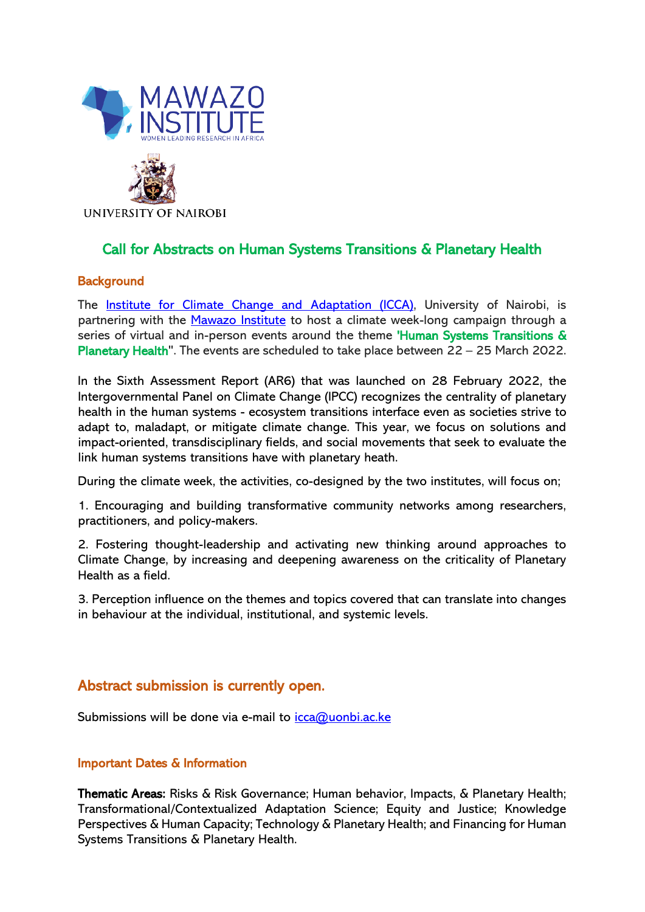MAWAZO INSTITUTE
WOMEN LEADING RESEARCH IN AFRICA

UNIVERSITY OF NAIROBI

## Call for Abstracts on Human Systems Transitions & Planetary Health

### Background

The [Institute for Climate Change and Adaptation (ICCA)](), University of Nairobi, is partnering with the [Mawazo Institute]() to host a climate week-long campaign through a series of virtual and in-person events around the theme 'Human Systems Transitions & Planetary Health''. The events are scheduled to take place between 22 – 25 March 2022.

In the Sixth Assessment Report (AR6) that was launched on 28 February 2022, the Intergovernmental Panel on Climate Change (IPCC) recognizes the centrality of planetary health in the human systems - ecosystem transitions interface even as societies strive to adapt to, maladapt, or mitigate climate change. This year, we focus on solutions and impact-oriented, transdisciplinary fields, and social movements that seek to evaluate the link human systems transitions have with planetary heath.

During the climate week, the activities, co-designed by the two institutes, will focus on;

1. Encouraging and building transformative community networks among researchers, practitioners, and policy-makers.

2. Fostering thought-leadership and activating new thinking around approaches to Climate Change, by increasing and deepening awareness on the criticality of Planetary Health as a field.

3. Perception influence on the themes and topics covered that can translate into changes in behaviour at the individual, institutional, and systemic levels.

## Abstract submission is currently open.

Submissions will be done via e-mail to [icca@uonbi.ac.ke](mailto:icca@uonbi.ac.ke)

### Important Dates & Information

**Thematic Areas:** Risks & Risk Governance; Human behavior, Impacts, & Planetary Health; Transformational/Contextualized Adaptation Science; Equity and Justice; Knowledge Perspectives & Human Capacity; Technology & Planetary Health; and Financing for Human Systems Transitions & Planetary Health.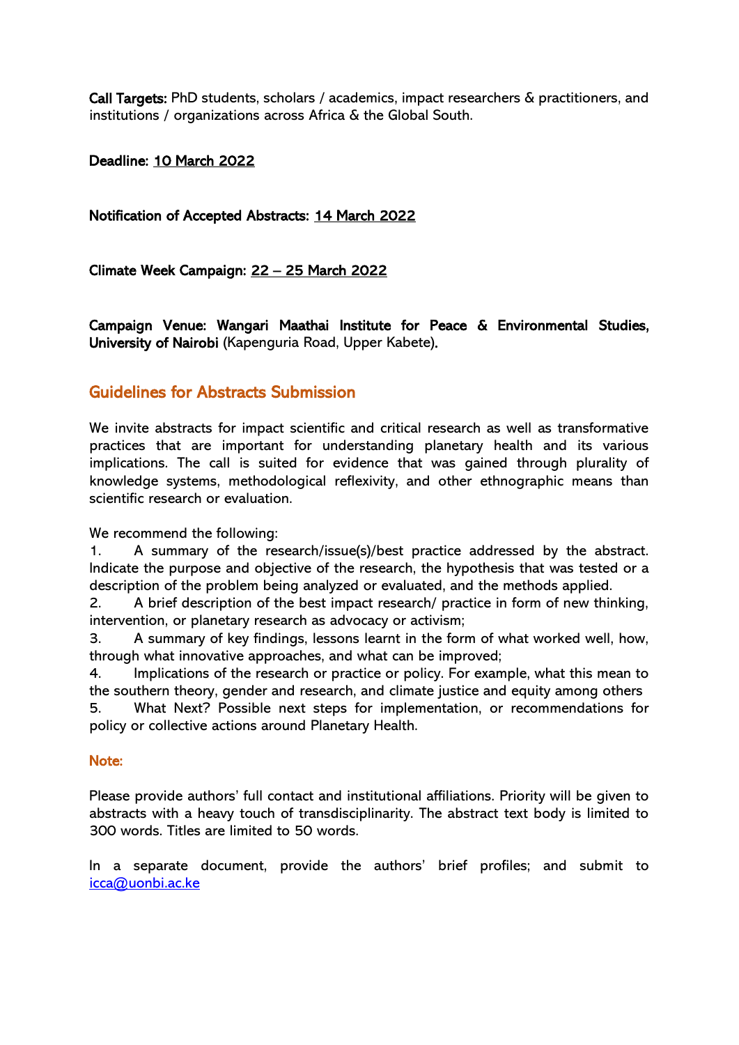**Call Targets:** PhD students, scholars / academics, impact researchers & practitioners, and institutions / organizations across Africa & the Global South.

**Deadline:** 10 March 2022

**Notification of Accepted Abstracts:** 14 March 2022

**Climate Week Campaign:** 22 – 25 March 2022

**Campaign Venue: Wangari Maathai Institute for Peace & Environmental Studies, University of Nairobi** (Kapenguria Road, Upper Kabete).

## Guidelines for Abstracts Submission

We invite abstracts for impact scientific and critical research as well as transformative practices that are important for understanding planetary health and its various implications. The call is suited for evidence that was gained through plurality of knowledge systems, methodological reflexivity, and other ethnographic means than scientific research or evaluation.

We recommend the following:

1. A summary of the research/issue(s)/best practice addressed by the abstract. Indicate the purpose and objective of the research, the hypothesis that was tested or a description of the problem being analyzed or evaluated, and the methods applied.
2. A brief description of the best impact research/ practice in form of new thinking, intervention, or planetary research as advocacy or activism;
3. A summary of key findings, lessons learnt in the form of what worked well, how, through what innovative approaches, and what can be improved;
4. Implications of the research or practice or policy. For example, what this mean to the southern theory, gender and research, and climate justice and equity among others
5. What Next? Possible next steps for implementation, or recommendations for policy or collective actions around Planetary Health.

### Note:

Please provide authors' full contact and institutional affiliations. Priority will be given to abstracts with a heavy touch of transdisciplinarity. The abstract text body is limited to 300 words. Titles are limited to 50 words.

In a separate document, provide the authors' brief profiles; and submit to icca@uonbi.ac.ke